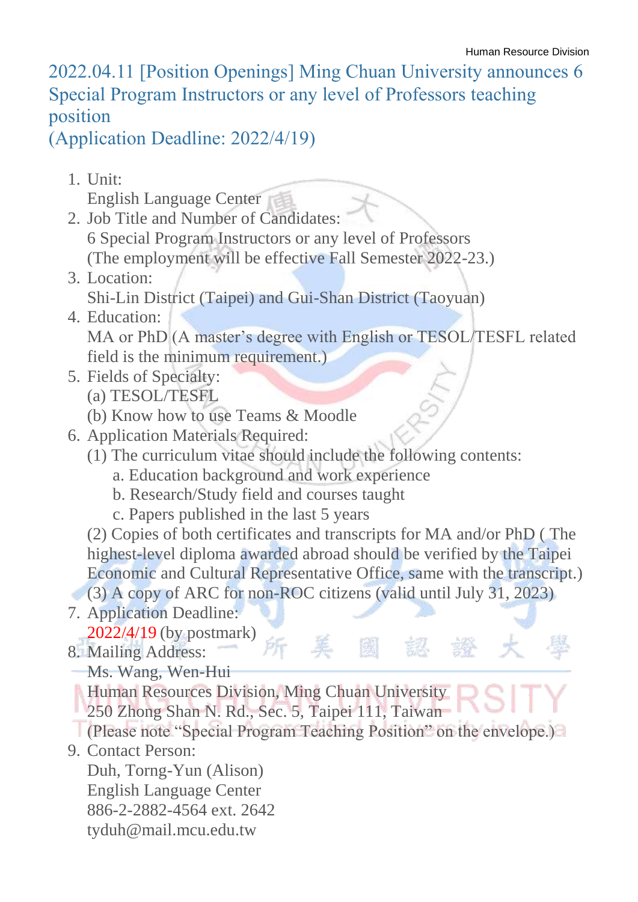Human Resource Division

# 2022.04.11 [Position Openings] Ming Chuan University announces 6 Special Program Instructors or any level of Professors teaching position (Application Deadline: 2022/4/19)

1. Unit:
   English Language Center
2. Job Title and Number of Candidates:
   6 Special Program Instructors or any level of Professors
   (The employment will be effective Fall Semester 2022-23.)
3. Location:
   Shi-Lin District (Taipei) and Gui-Shan District (Taoyuan)
4. Education:
   MA or PhD (A master's degree with English or TESOL/TESFL related field is the minimum requirement.)
5. Fields of Specialty:
   (a) TESOL/TESFL
   (b) Know how to use Teams & Moodle
6. Application Materials Required:
   (1) The curriculum vitae should include the following contents:
      a. Education background and work experience
      b. Research/Study field and courses taught
      c. Papers published in the last 5 years
   (2) Copies of both certificates and transcripts for MA and/or PhD ( The highest-level diploma awarded abroad should be verified by the Taipei Economic and Cultural Representative Office, same with the transcript.)
   (3) A copy of ARC for non-ROC citizens (valid until July 31, 2023)
7. Application Deadline:
   2022/4/19 (by postmark)
8. Mailing Address:
   Ms. Wang, Wen-Hui
   Human Resources Division, Ming Chuan University
   250 Zhong Shan N. Rd., Sec. 5, Taipei 111, Taiwan
   (Please note "Special Program Teaching Position" on the envelope.)
9. Contact Person:
   Duh, Torng-Yun (Alison)
   English Language Center
   886-2-2882-4564 ext. 2642
   tyduh@mail.mcu.edu.tw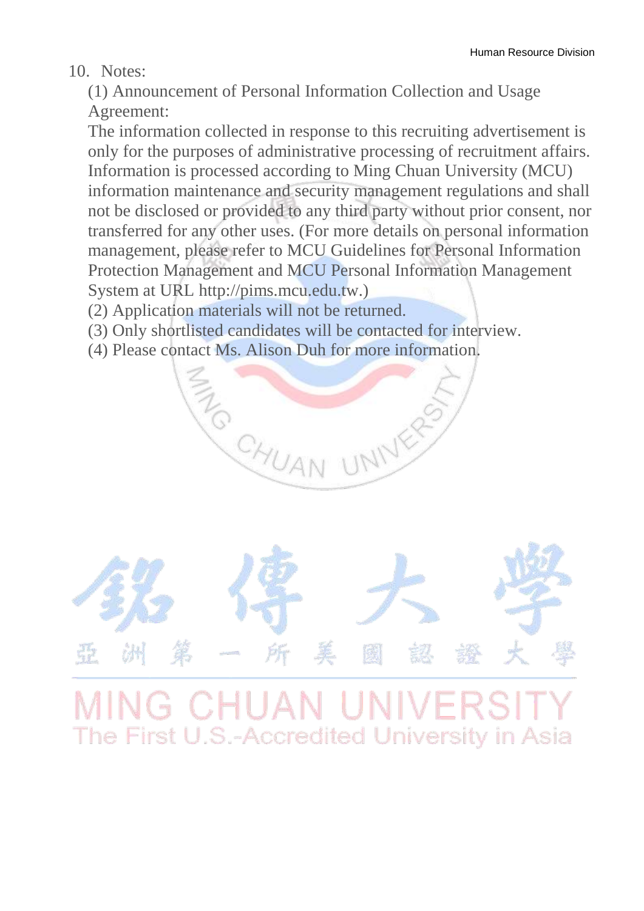10. Notes:

(1) Announcement of Personal Information Collection and Usage Agreement:

The information collected in response to this recruiting advertisement is only for the purposes of administrative processing of recruitment affairs. Information is processed according to Ming Chuan University (MCU) information maintenance and security management regulations and shall not be disclosed or provided to any third party without prior consent, nor transferred for any other uses. (For more details on personal information management, please refer to MCU Guidelines for Personal Information Protection Management and MCU Personal Information Management System at URL http://pims.mcu.edu.tw.)

(2) Application materials will not be returned.

(3) Only shortlisted candidates will be contacted for interview.

(4) Please contact Ms. Alison Duh for more information.